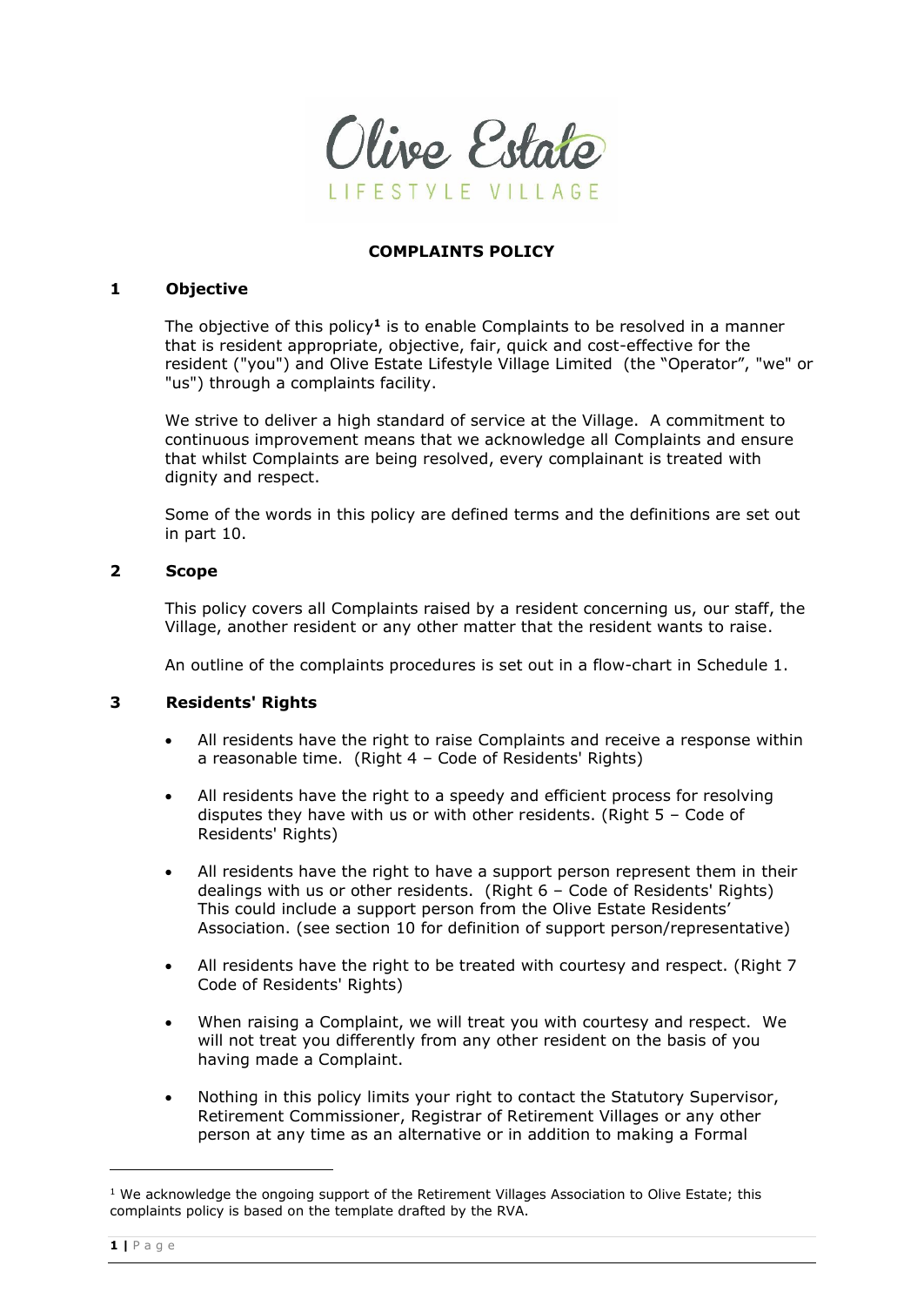Olive Estate

LIFESTYLE VILLAGE

# COMPLAINTS POLICY

## 1 Objective

The objective of this policy[1] is to enable Complaints to be resolved in a manner that is resident appropriate, objective, fair, quick and cost-effective for the resident ("you") and Olive Estate Lifestyle Village Limited (the "Operator", "we" or "us") through a complaints facility.

We strive to deliver a high standard of service at the Village. A commitment to continuous improvement means that we acknowledge all Complaints and ensure that whilst Complaints are being resolved, every complainant is treated with dignity and respect.

Some of the words in this policy are defined terms and the definitions are set out in part 10.

## 2 Scope

This policy covers all Complaints raised by a resident concerning us, our staff, the Village, another resident or any other matter that the resident wants to raise.

An outline of the complaints procedures is set out in a flow-chart in Schedule 1.

## 3 Residents' Rights

- All residents have the right to raise Complaints and receive a response within a reasonable time. (Right 4 – Code of Residents' Rights)
- All residents have the right to a speedy and efficient process for resolving disputes they have with us or with other residents. (Right 5 – Code of Residents' Rights)
- All residents have the right to have a support person represent them in their dealings with us or other residents. (Right 6 – Code of Residents' Rights) This could include a support person from the Olive Estate Residents' Association. (see section 10 for definition of support person/representative)
- All residents have the right to be treated with courtesy and respect. (Right 7 Code of Residents' Rights)
- When raising a Complaint, we will treat you with courtesy and respect. We will not treat you differently from any other resident on the basis of you having made a Complaint.
- Nothing in this policy limits your right to contact the Statutory Supervisor, Retirement Commissioner, Registrar of Retirement Villages or any other person at any time as an alternative or in addition to making a Formal

[1] We acknowledge the ongoing support of the Retirement Villages Association to Olive Estate; this complaints policy is based on the template drafted by the RVA.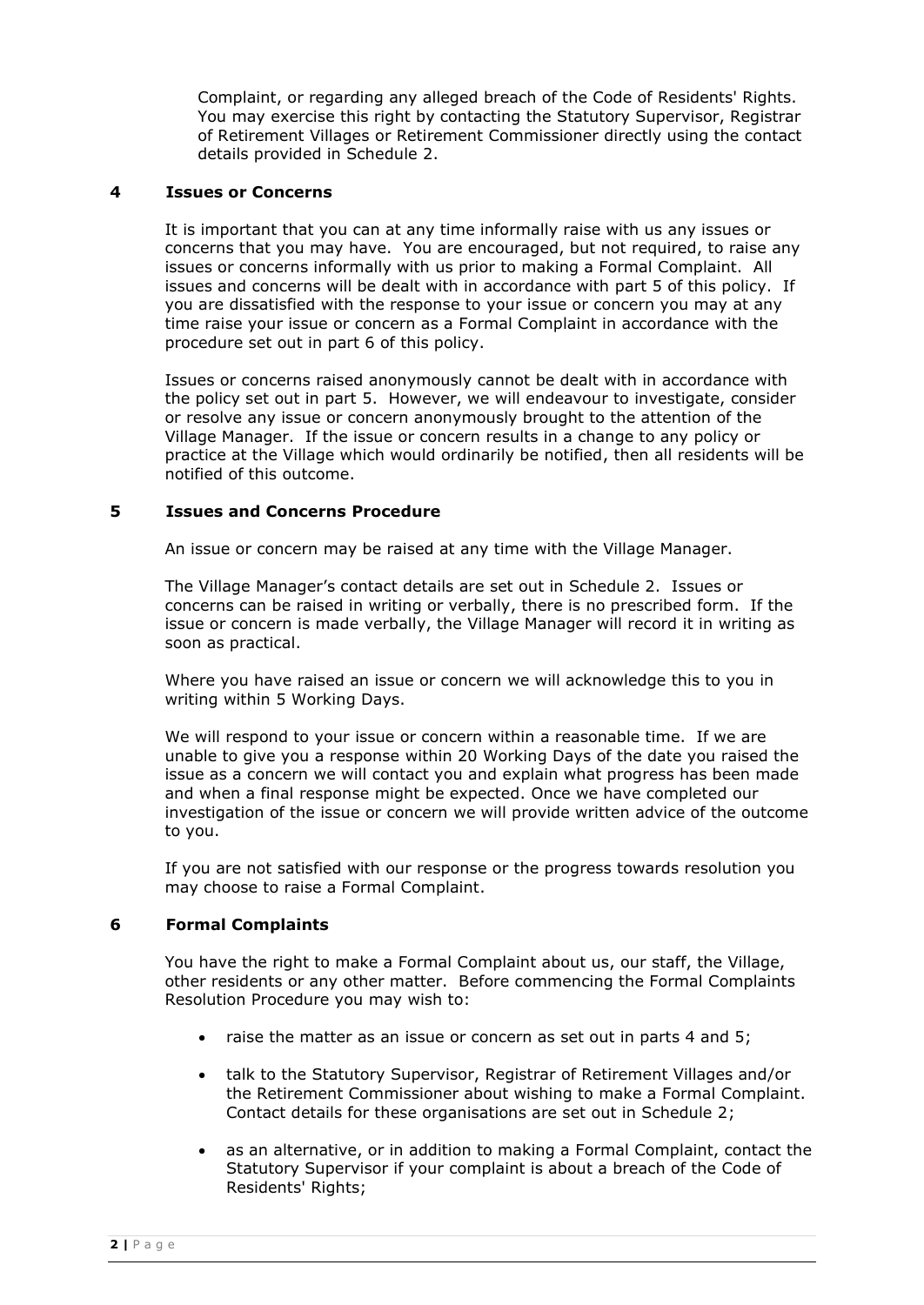Complaint, or regarding any alleged breach of the Code of Residents' Rights. You may exercise this right by contacting the Statutory Supervisor, Registrar of Retirement Villages or Retirement Commissioner directly using the contact details provided in Schedule 2.

## 4 Issues or Concerns

It is important that you can at any time informally raise with us any issues or concerns that you may have. You are encouraged, but not required, to raise any issues or concerns informally with us prior to making a Formal Complaint. All issues and concerns will be dealt with in accordance with part 5 of this policy. If you are dissatisfied with the response to your issue or concern you may at any time raise your issue or concern as a Formal Complaint in accordance with the procedure set out in part 6 of this policy.

Issues or concerns raised anonymously cannot be dealt with in accordance with the policy set out in part 5. However, we will endeavour to investigate, consider or resolve any issue or concern anonymously brought to the attention of the Village Manager. If the issue or concern results in a change to any policy or practice at the Village which would ordinarily be notified, then all residents will be notified of this outcome.

## 5 Issues and Concerns Procedure

An issue or concern may be raised at any time with the Village Manager.

The Village Manager's contact details are set out in Schedule 2. Issues or concerns can be raised in writing or verbally, there is no prescribed form. If the issue or concern is made verbally, the Village Manager will record it in writing as soon as practical.

Where you have raised an issue or concern we will acknowledge this to you in writing within 5 Working Days.

We will respond to your issue or concern within a reasonable time. If we are unable to give you a response within 20 Working Days of the date you raised the issue as a concern we will contact you and explain what progress has been made and when a final response might be expected. Once we have completed our investigation of the issue or concern we will provide written advice of the outcome to you.

If you are not satisfied with our response or the progress towards resolution you may choose to raise a Formal Complaint.

## 6 Formal Complaints

You have the right to make a Formal Complaint about us, our staff, the Village, other residents or any other matter. Before commencing the Formal Complaints Resolution Procedure you may wish to:

- raise the matter as an issue or concern as set out in parts 4 and 5;
- talk to the Statutory Supervisor, Registrar of Retirement Villages and/or the Retirement Commissioner about wishing to make a Formal Complaint. Contact details for these organisations are set out in Schedule 2;
- as an alternative, or in addition to making a Formal Complaint, contact the Statutory Supervisor if your complaint is about a breach of the Code of Residents' Rights;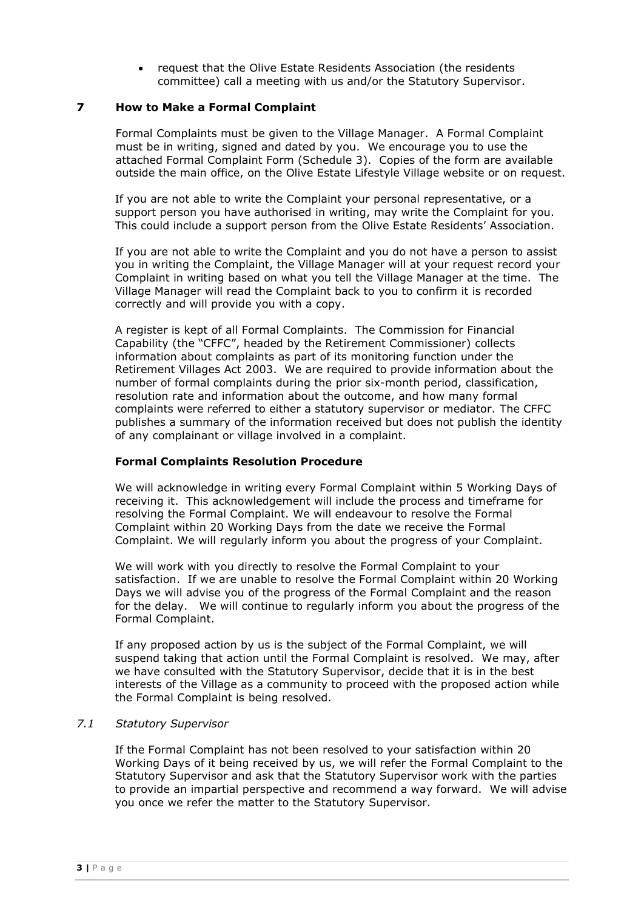- request that the Olive Estate Residents Association (the residents committee) call a meeting with us and/or the Statutory Supervisor.

## 7 How to Make a Formal Complaint

Formal Complaints must be given to the Village Manager. A Formal Complaint must be in writing, signed and dated by you. We encourage you to use the attached Formal Complaint Form (Schedule 3). Copies of the form are available outside the main office, on the Olive Estate Lifestyle Village website or on request.

If you are not able to write the Complaint your personal representative, or a support person you have authorised in writing, may write the Complaint for you. This could include a support person from the Olive Estate Residents' Association.

If you are not able to write the Complaint and you do not have a person to assist you in writing the Complaint, the Village Manager will at your request record your Complaint in writing based on what you tell the Village Manager at the time. The Village Manager will read the Complaint back to you to confirm it is recorded correctly and will provide you with a copy.

A register is kept of all Formal Complaints. The Commission for Financial Capability (the "CFFC", headed by the Retirement Commissioner) collects information about complaints as part of its monitoring function under the Retirement Villages Act 2003. We are required to provide information about the number of formal complaints during the prior six-month period, classification, resolution rate and information about the outcome, and how many formal complaints were referred to either a statutory supervisor or mediator. The CFFC publishes a summary of the information received but does not publish the identity of any complainant or village involved in a complaint.

### Formal Complaints Resolution Procedure

We will acknowledge in writing every Formal Complaint within 5 Working Days of receiving it. This acknowledgement will include the process and timeframe for resolving the Formal Complaint. We will endeavour to resolve the Formal Complaint within 20 Working Days from the date we receive the Formal Complaint. We will regularly inform you about the progress of your Complaint.

We will work with you directly to resolve the Formal Complaint to your satisfaction. If we are unable to resolve the Formal Complaint within 20 Working Days we will advise you of the progress of the Formal Complaint and the reason for the delay. We will continue to regularly inform you about the progress of the Formal Complaint.

If any proposed action by us is the subject of the Formal Complaint, we will suspend taking that action until the Formal Complaint is resolved. We may, after we have consulted with the Statutory Supervisor, decide that it is in the best interests of the Village as a community to proceed with the proposed action while the Formal Complaint is being resolved.

### *7.1 Statutory Supervisor*

If the Formal Complaint has not been resolved to your satisfaction within 20 Working Days of it being received by us, we will refer the Formal Complaint to the Statutory Supervisor and ask that the Statutory Supervisor work with the parties to provide an impartial perspective and recommend a way forward. We will advise you once we refer the matter to the Statutory Supervisor.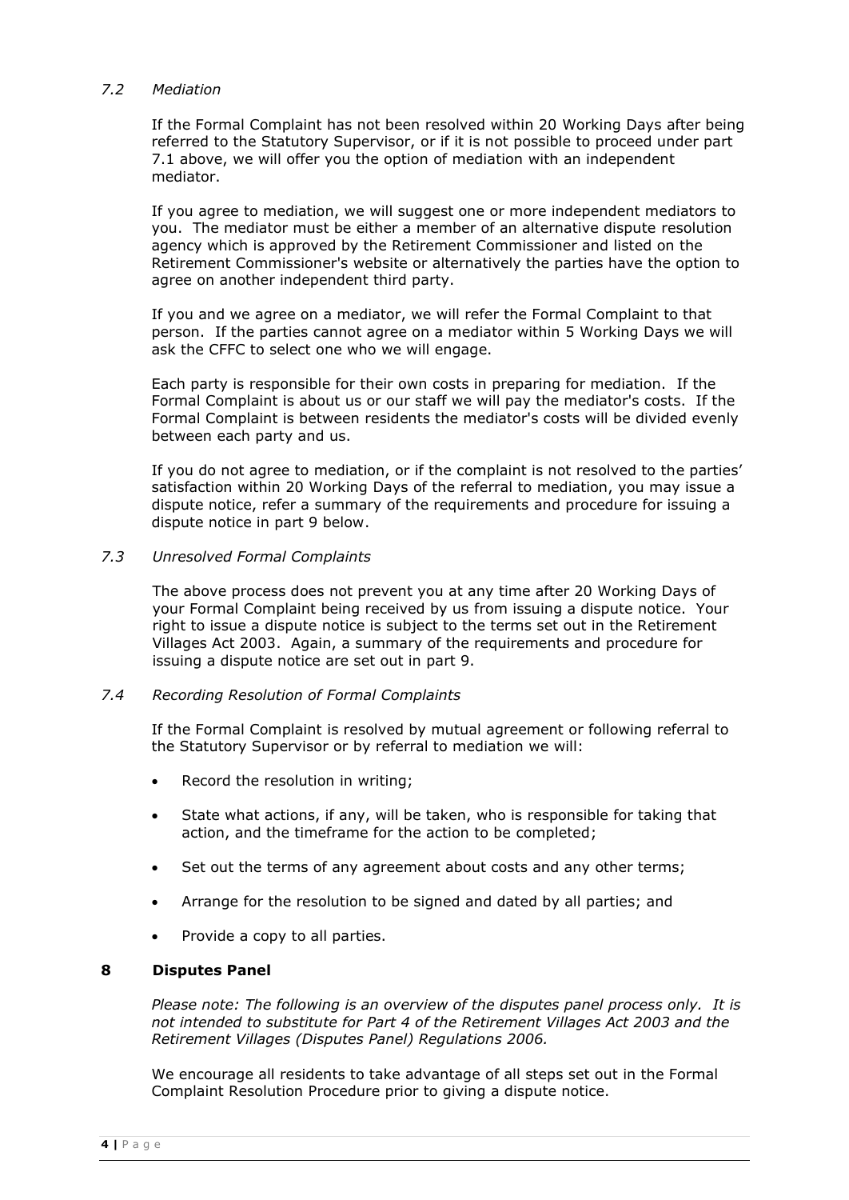*7.2 Mediation*

If the Formal Complaint has not been resolved within 20 Working Days after being referred to the Statutory Supervisor, or if it is not possible to proceed under part 7.1 above, we will offer you the option of mediation with an independent mediator.

If you agree to mediation, we will suggest one or more independent mediators to you. The mediator must be either a member of an alternative dispute resolution agency which is approved by the Retirement Commissioner and listed on the Retirement Commissioner's website or alternatively the parties have the option to agree on another independent third party.

If you and we agree on a mediator, we will refer the Formal Complaint to that person. If the parties cannot agree on a mediator within 5 Working Days we will ask the CFFC to select one who we will engage.

Each party is responsible for their own costs in preparing for mediation. If the Formal Complaint is about us or our staff we will pay the mediator's costs. If the Formal Complaint is between residents the mediator's costs will be divided evenly between each party and us.

If you do not agree to mediation, or if the complaint is not resolved to the parties' satisfaction within 20 Working Days of the referral to mediation, you may issue a dispute notice, refer a summary of the requirements and procedure for issuing a dispute notice in part 9 below.

*7.3 Unresolved Formal Complaints*

The above process does not prevent you at any time after 20 Working Days of your Formal Complaint being received by us from issuing a dispute notice. Your right to issue a dispute notice is subject to the terms set out in the Retirement Villages Act 2003. Again, a summary of the requirements and procedure for issuing a dispute notice are set out in part 9.

*7.4 Recording Resolution of Formal Complaints*

If the Formal Complaint is resolved by mutual agreement or following referral to the Statutory Supervisor or by referral to mediation we will:

- Record the resolution in writing;
- State what actions, if any, will be taken, who is responsible for taking that action, and the timeframe for the action to be completed;
- Set out the terms of any agreement about costs and any other terms;
- Arrange for the resolution to be signed and dated by all parties; and
- Provide a copy to all parties.

## 8 Disputes Panel

*Please note: The following is an overview of the disputes panel process only. It is not intended to substitute for Part 4 of the Retirement Villages Act 2003 and the Retirement Villages (Disputes Panel) Regulations 2006.*

We encourage all residents to take advantage of all steps set out in the Formal Complaint Resolution Procedure prior to giving a dispute notice.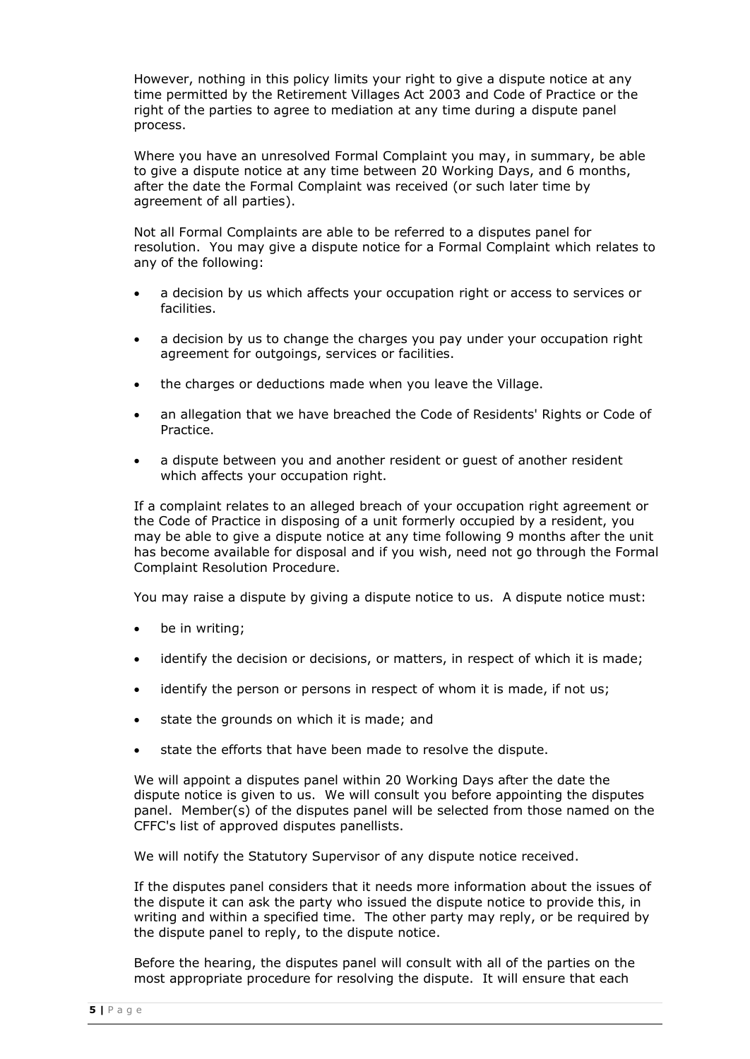However, nothing in this policy limits your right to give a dispute notice at any time permitted by the Retirement Villages Act 2003 and Code of Practice or the right of the parties to agree to mediation at any time during a dispute panel process.

Where you have an unresolved Formal Complaint you may, in summary, be able to give a dispute notice at any time between 20 Working Days, and 6 months, after the date the Formal Complaint was received (or such later time by agreement of all parties).

Not all Formal Complaints are able to be referred to a disputes panel for resolution. You may give a dispute notice for a Formal Complaint which relates to any of the following:

- a decision by us which affects your occupation right or access to services or facilities.
- a decision by us to change the charges you pay under your occupation right agreement for outgoings, services or facilities.
- the charges or deductions made when you leave the Village.
- an allegation that we have breached the Code of Residents' Rights or Code of Practice.
- a dispute between you and another resident or guest of another resident which affects your occupation right.

If a complaint relates to an alleged breach of your occupation right agreement or the Code of Practice in disposing of a unit formerly occupied by a resident, you may be able to give a dispute notice at any time following 9 months after the unit has become available for disposal and if you wish, need not go through the Formal Complaint Resolution Procedure.

You may raise a dispute by giving a dispute notice to us. A dispute notice must:

- be in writing;
- identify the decision or decisions, or matters, in respect of which it is made;
- identify the person or persons in respect of whom it is made, if not us;
- state the grounds on which it is made; and
- state the efforts that have been made to resolve the dispute.

We will appoint a disputes panel within 20 Working Days after the date the dispute notice is given to us. We will consult you before appointing the disputes panel. Member(s) of the disputes panel will be selected from those named on the CFFC's list of approved disputes panellists.

We will notify the Statutory Supervisor of any dispute notice received.

If the disputes panel considers that it needs more information about the issues of the dispute it can ask the party who issued the dispute notice to provide this, in writing and within a specified time. The other party may reply, or be required by the dispute panel to reply, to the dispute notice.

Before the hearing, the disputes panel will consult with all of the parties on the most appropriate procedure for resolving the dispute. It will ensure that each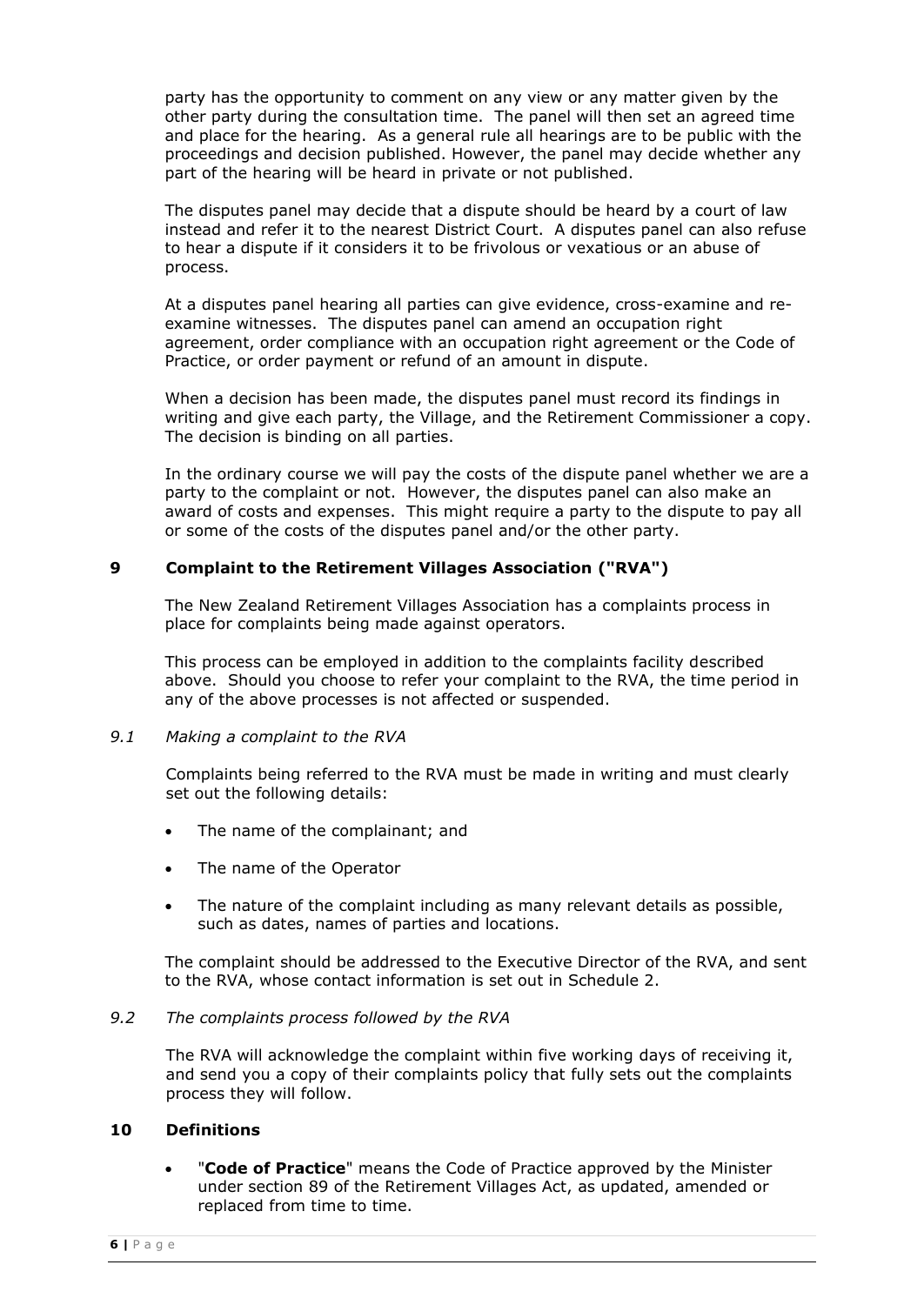party has the opportunity to comment on any view or any matter given by the other party during the consultation time. The panel will then set an agreed time and place for the hearing. As a general rule all hearings are to be public with the proceedings and decision published. However, the panel may decide whether any part of the hearing will be heard in private or not published.

The disputes panel may decide that a dispute should be heard by a court of law instead and refer it to the nearest District Court. A disputes panel can also refuse to hear a dispute if it considers it to be frivolous or vexatious or an abuse of process.

At a disputes panel hearing all parties can give evidence, cross-examine and re-examine witnesses. The disputes panel can amend an occupation right agreement, order compliance with an occupation right agreement or the Code of Practice, or order payment or refund of an amount in dispute.

When a decision has been made, the disputes panel must record its findings in writing and give each party, the Village, and the Retirement Commissioner a copy. The decision is binding on all parties.

In the ordinary course we will pay the costs of the dispute panel whether we are a party to the complaint or not. However, the disputes panel can also make an award of costs and expenses. This might require a party to the dispute to pay all or some of the costs of the disputes panel and/or the other party.

## 9 Complaint to the Retirement Villages Association ("RVA")

The New Zealand Retirement Villages Association has a complaints process in place for complaints being made against operators.

This process can be employed in addition to the complaints facility described above. Should you choose to refer your complaint to the RVA, the time period in any of the above processes is not affected or suspended.

### *9.1 Making a complaint to the RVA*

Complaints being referred to the RVA must be made in writing and must clearly set out the following details:

- The name of the complainant; and
- The name of the Operator
- The nature of the complaint including as many relevant details as possible, such as dates, names of parties and locations.

The complaint should be addressed to the Executive Director of the RVA, and sent to the RVA, whose contact information is set out in Schedule 2.

### *9.2 The complaints process followed by the RVA*

The RVA will acknowledge the complaint within five working days of receiving it, and send you a copy of their complaints policy that fully sets out the complaints process they will follow.

## 10 Definitions

- "**Code of Practice**" means the Code of Practice approved by the Minister under section 89 of the Retirement Villages Act, as updated, amended or replaced from time to time.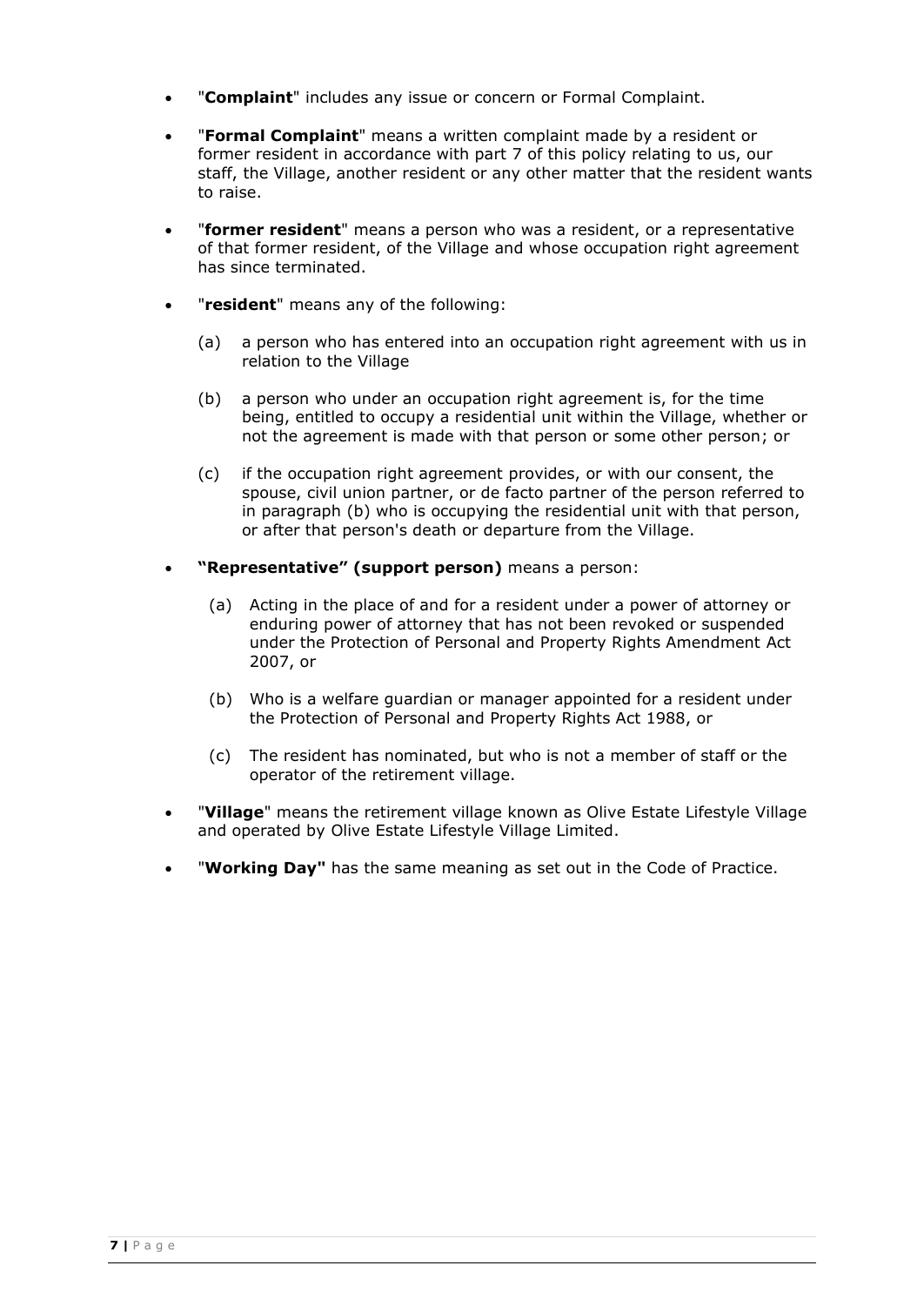- "**Complaint**" includes any issue or concern or Formal Complaint.

- "**Formal Complaint**" means a written complaint made by a resident or former resident in accordance with part 7 of this policy relating to us, our staff, the Village, another resident or any other matter that the resident wants to raise.

- "**former resident**" means a person who was a resident, or a representative of that former resident, of the Village and whose occupation right agreement has since terminated.

- "**resident**" means any of the following:

  (a) a person who has entered into an occupation right agreement with us in relation to the Village

  (b) a person who under an occupation right agreement is, for the time being, entitled to occupy a residential unit within the Village, whether or not the agreement is made with that person or some other person; or

  (c) if the occupation right agreement provides, or with our consent, the spouse, civil union partner, or de facto partner of the person referred to in paragraph (b) who is occupying the residential unit with that person, or after that person's death or departure from the Village.

- **"Representative" (support person)** means a person:

  (a) Acting in the place of and for a resident under a power of attorney or enduring power of attorney that has not been revoked or suspended under the Protection of Personal and Property Rights Amendment Act 2007, or

  (b) Who is a welfare guardian or manager appointed for a resident under the Protection of Personal and Property Rights Act 1988, or

  (c) The resident has nominated, but who is not a member of staff or the operator of the retirement village.

- "**Village**" means the retirement village known as Olive Estate Lifestyle Village and operated by Olive Estate Lifestyle Village Limited.

- "**Working Day"** has the same meaning as set out in the Code of Practice.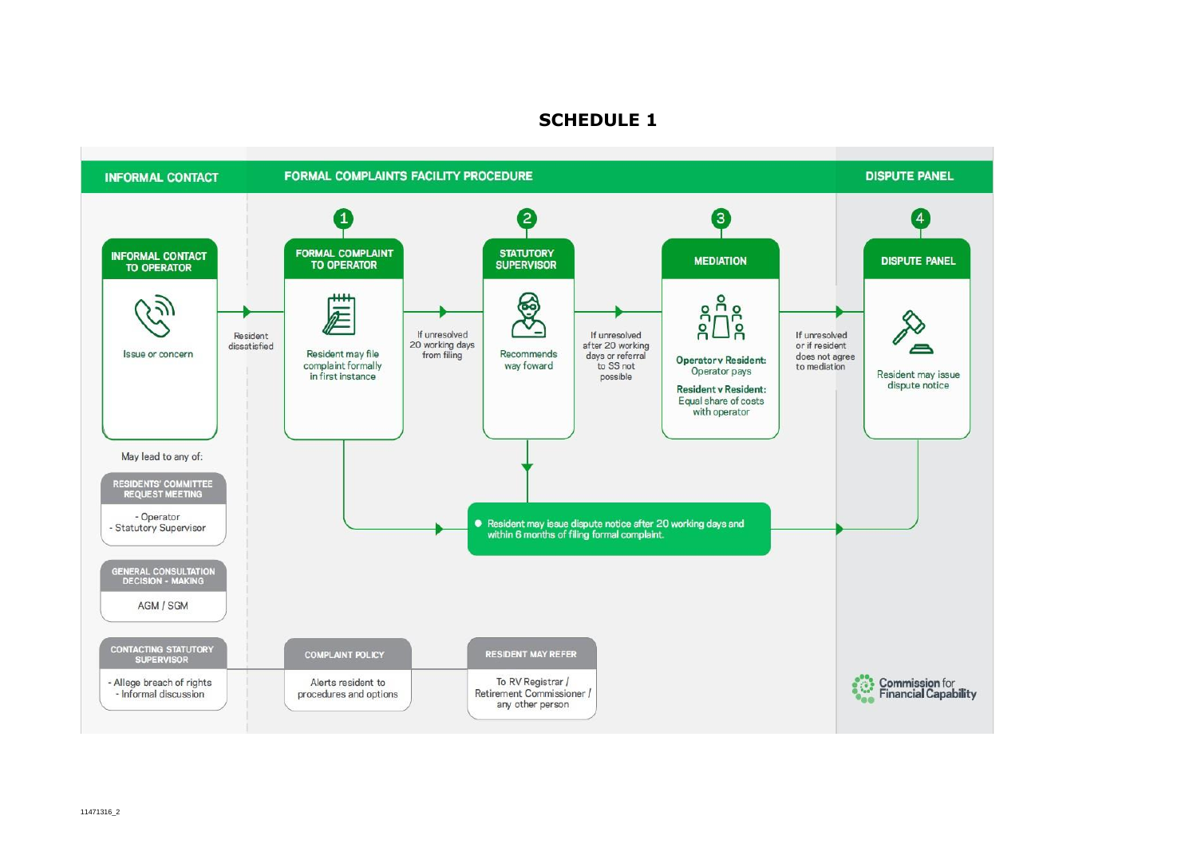# SCHEDULE 1

## INFORMAL CONTACT

**INFORMAL CONTACT TO OPERATOR**

Issue or concern

Resident dissatisfied

May lead to any of:

**RESIDENTS' COMMITTEE REQUEST MEETING**

- Operator
- Statutory Supervisor

**GENERAL CONSULTATION DECISION - MAKING**

AGM / SGM

**CONTACTING STATUTORY SUPERVISOR**

- Allege breach of rights
- Informal discussion

## FORMAL COMPLAINTS FACILITY PROCEDURE

**1 FORMAL COMPLAINT TO OPERATOR**

Resident may file complaint formally in first instance

If unresolved 20 working days from filing

**2 STATUTORY SUPERVISOR**

Recommends way foward

If unresolved after 20 working days or referral to SS not possible

**3 MEDIATION**

**Operator v Resident:** Operator pays

**Resident v Resident:** Equal share of costs with operator

If unresolved or if resident does not agree to mediation

- Resident may issue dispute notice after 20 working days and within 6 months of filing formal complaint.

**COMPLAINT POLICY**

Alerts resident to procedures and options

**RESIDENT MAY REFER**

To RV Registrar / Retirement Commissioner / any other person

## DISPUTE PANEL

**4 DISPUTE PANEL**

Resident may issue dispute notice

Commission for Financial Capability

11471316_2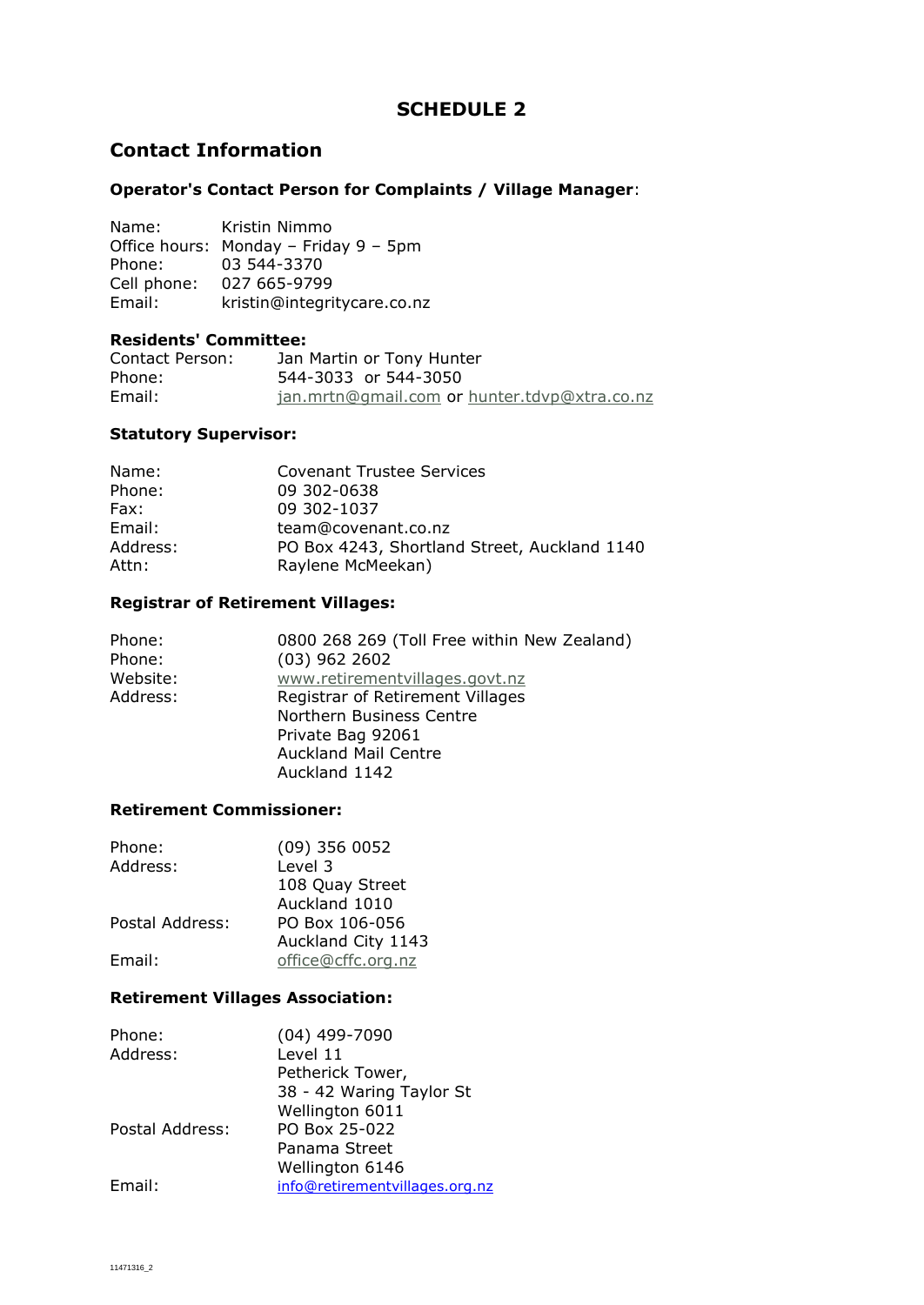# SCHEDULE 2

## Contact Information

### Operator's Contact Person for Complaints / Village Manager:

Name: Kristin Nimmo
Office hours: Monday – Friday 9 – 5pm
Phone: 03 544-3370
Cell phone: 027 665-9799
Email: kristin@integritycare.co.nz

### Residents' Committee:

Contact Person: Jan Martin or Tony Hunter
Phone: 544-3033 or 544-3050
Email: jan.mrtn@gmail.com or hunter.tdvp@xtra.co.nz

### Statutory Supervisor:

Name: Covenant Trustee Services
Phone: 09 302-0638
Fax: 09 302-1037
Email: team@covenant.co.nz
Address: PO Box 4243, Shortland Street, Auckland 1140
Attn: Raylene McMeekan)

### Registrar of Retirement Villages:

Phone: 0800 268 269 (Toll Free within New Zealand)
Phone: (03) 962 2602
Website: www.retirementvillages.govt.nz
Address: Registrar of Retirement Villages
Northern Business Centre
Private Bag 92061
Auckland Mail Centre
Auckland 1142

### Retirement Commissioner:

Phone: (09) 356 0052
Address: Level 3
108 Quay Street
Auckland 1010
Postal Address: PO Box 106-056
Auckland City 1143
Email: office@cffc.org.nz

### Retirement Villages Association:

Phone: (04) 499-7090
Address: Level 11
Petherick Tower,
38 - 42 Waring Taylor St
Wellington 6011
Postal Address: PO Box 25-022
Panama Street
Wellington 6146
Email: info@retirementvillages.org.nz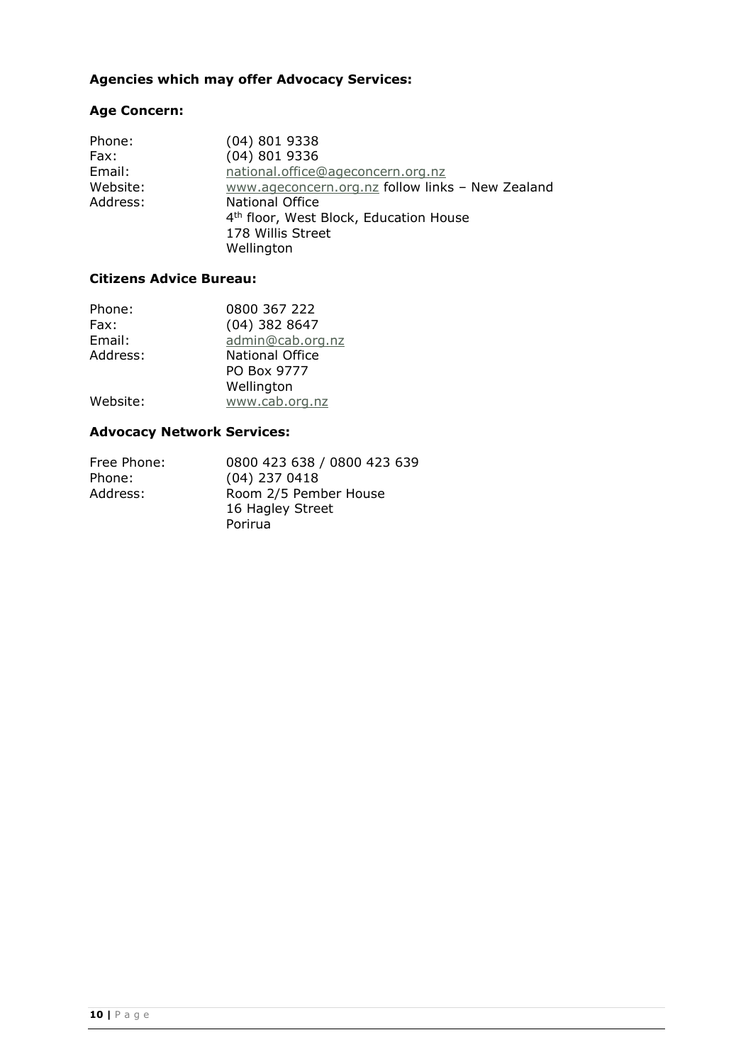**Agencies which may offer Advocacy Services:**

**Age Concern:**

| | |
|---|---|
| Phone: | (04) 801 9338 |
| Fax: | (04) 801 9336 |
| Email: | national.office@ageconcern.org.nz |
| Website: | www.ageconcern.org.nz follow links – New Zealand |
| Address: | National Office<br>4th floor, West Block, Education House<br>178 Willis Street<br>Wellington |

**Citizens Advice Bureau:**

| | |
|---|---|
| Phone: | 0800 367 222 |
| Fax: | (04) 382 8647 |
| Email: | admin@cab.org.nz |
| Address: | National Office<br>PO Box 9777<br>Wellington |
| Website: | www.cab.org.nz |

**Advocacy Network Services:**

| | |
|---|---|
| Free Phone: | 0800 423 638 / 0800 423 639 |
| Phone: | (04) 237 0418 |
| Address: | Room 2/5 Pember House<br>16 Hagley Street<br>Porirua |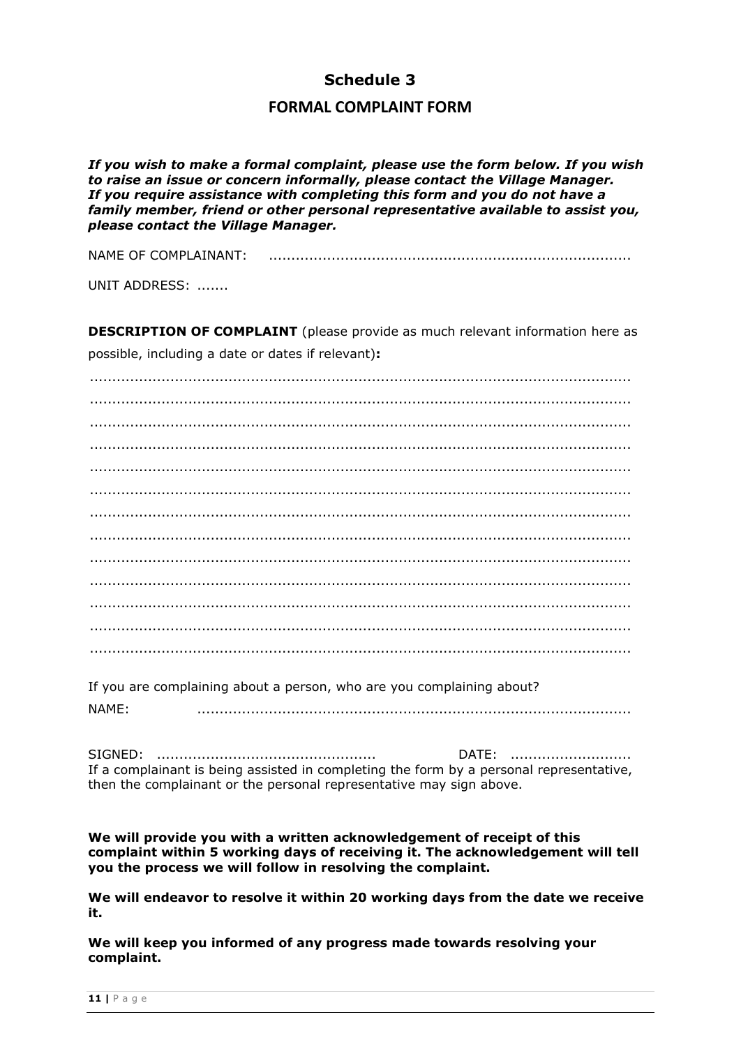## Schedule 3

## FORMAL COMPLAINT FORM

***If you wish to make a formal complaint, please use the form below. If you wish to raise an issue or concern informally, please contact the Village Manager. If you require assistance with completing this form and you do not have a family member, friend or other personal representative available to assist you, please contact the Village Manager.***

NAME OF COMPLAINANT: ...............................................................................

UNIT ADDRESS: .......

**DESCRIPTION OF COMPLAINT** (please provide as much relevant information here as possible, including a date or dates if relevant)**:**

.......................................................................................................................
.......................................................................................................................
.......................................................................................................................
.......................................................................................................................
.......................................................................................................................
.......................................................................................................................
.......................................................................................................................
.......................................................................................................................
.......................................................................................................................
.......................................................................................................................
.......................................................................................................................
.......................................................................................................................
.......................................................................................................................

If you are complaining about a person, who are you complaining about?

NAME: ...............................................................................................

SIGNED: ................................................ DATE: ..........................

If a complainant is being assisted in completing the form by a personal representative, then the complainant or the personal representative may sign above.

**We will provide you with a written acknowledgement of receipt of this complaint within 5 working days of receiving it. The acknowledgement will tell you the process we will follow in resolving the complaint.**

**We will endeavor to resolve it within 20 working days from the date we receive it.**

**We will keep you informed of any progress made towards resolving your complaint.**